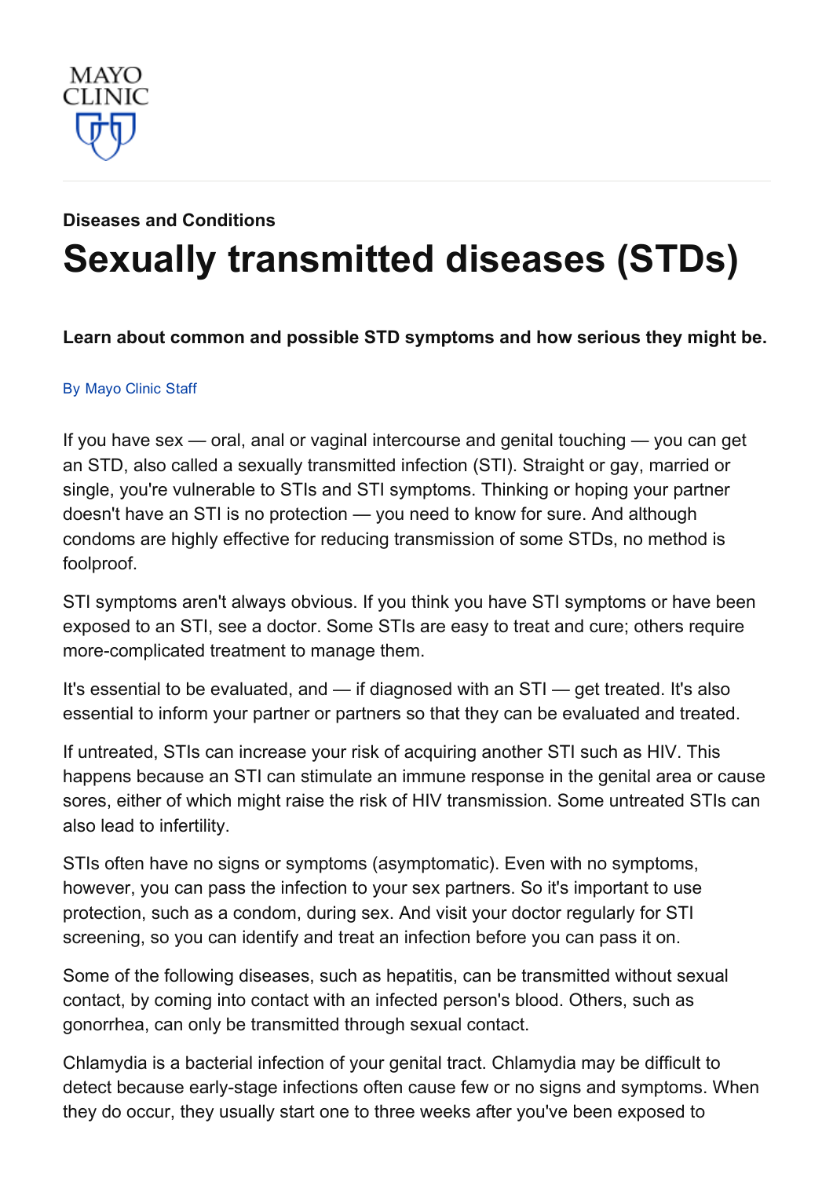MAYO CLINIC

**Diseases and Conditions**

# Sexually transmitted diseases (STDs)

**Learn about common and possible STD symptoms and how serious they might be.**

By Mayo Clinic Staff

If you have sex — oral, anal or vaginal intercourse and genital touching — you can get an STD, also called a sexually transmitted infection (STI). Straight or gay, married or single, you're vulnerable to STIs and STI symptoms. Thinking or hoping your partner doesn't have an STI is no protection — you need to know for sure. And although condoms are highly effective for reducing transmission of some STDs, no method is foolproof.

STI symptoms aren't always obvious. If you think you have STI symptoms or have been exposed to an STI, see a doctor. Some STIs are easy to treat and cure; others require more-complicated treatment to manage them.

It's essential to be evaluated, and — if diagnosed with an STI — get treated. It's also essential to inform your partner or partners so that they can be evaluated and treated.

If untreated, STIs can increase your risk of acquiring another STI such as HIV. This happens because an STI can stimulate an immune response in the genital area or cause sores, either of which might raise the risk of HIV transmission. Some untreated STIs can also lead to infertility.

STIs often have no signs or symptoms (asymptomatic). Even with no symptoms, however, you can pass the infection to your sex partners. So it's important to use protection, such as a condom, during sex. And visit your doctor regularly for STI screening, so you can identify and treat an infection before you can pass it on.

Some of the following diseases, such as hepatitis, can be transmitted without sexual contact, by coming into contact with an infected person's blood. Others, such as gonorrhea, can only be transmitted through sexual contact.

Chlamydia is a bacterial infection of your genital tract. Chlamydia may be difficult to detect because early-stage infections often cause few or no signs and symptoms. When they do occur, they usually start one to three weeks after you've been exposed to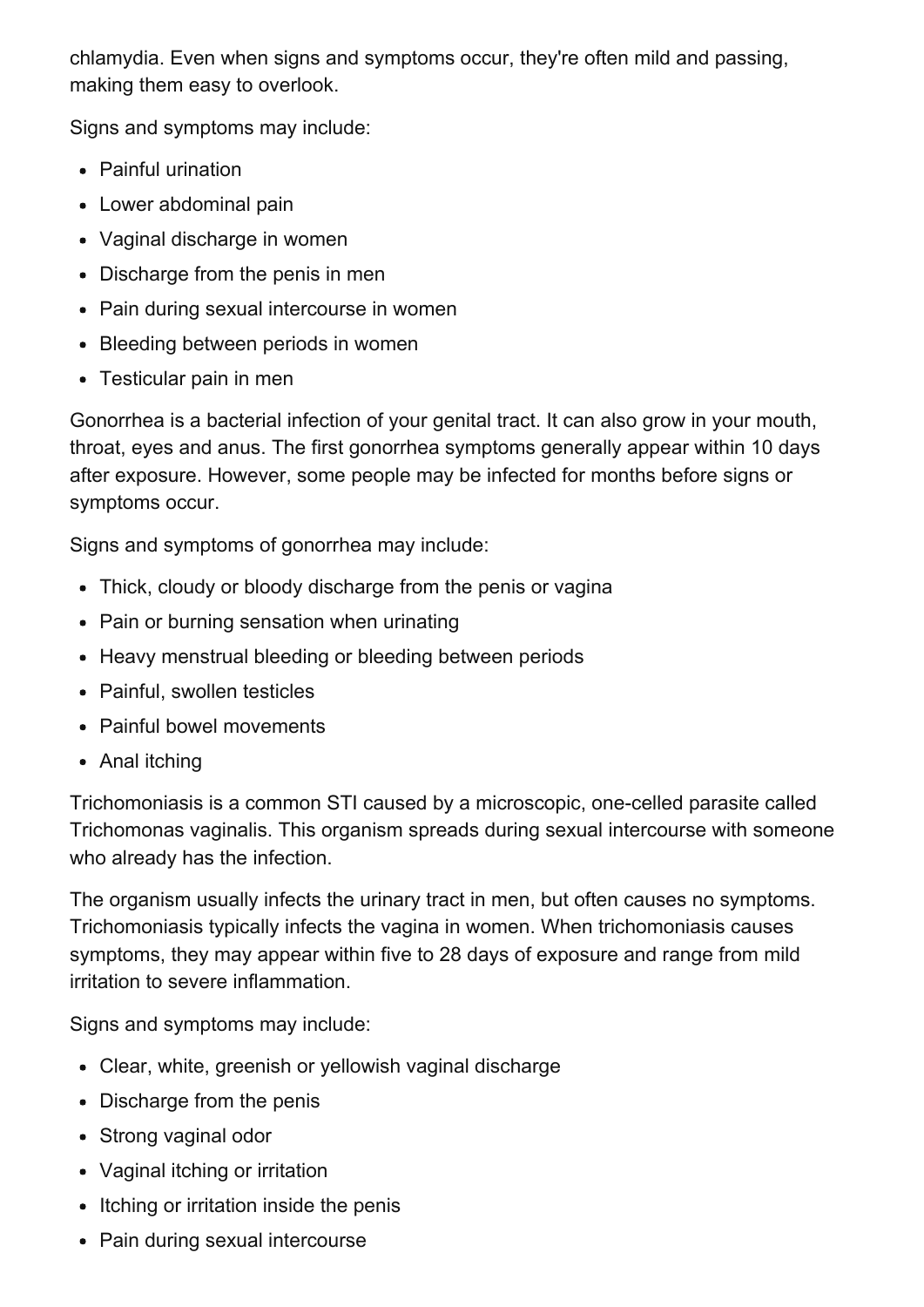chlamydia. Even when signs and symptoms occur, they're often mild and passing, making them easy to overlook.

Signs and symptoms may include:

- Painful urination
- Lower abdominal pain
- Vaginal discharge in women
- Discharge from the penis in men
- Pain during sexual intercourse in women
- Bleeding between periods in women
- Testicular pain in men

Gonorrhea is a bacterial infection of your genital tract. It can also grow in your mouth, throat, eyes and anus. The first gonorrhea symptoms generally appear within 10 days after exposure. However, some people may be infected for months before signs or symptoms occur.

Signs and symptoms of gonorrhea may include:

- Thick, cloudy or bloody discharge from the penis or vagina
- Pain or burning sensation when urinating
- Heavy menstrual bleeding or bleeding between periods
- Painful, swollen testicles
- Painful bowel movements
- Anal itching

Trichomoniasis is a common STI caused by a microscopic, one-celled parasite called Trichomonas vaginalis. This organism spreads during sexual intercourse with someone who already has the infection.

The organism usually infects the urinary tract in men, but often causes no symptoms. Trichomoniasis typically infects the vagina in women. When trichomoniasis causes symptoms, they may appear within five to 28 days of exposure and range from mild irritation to severe inflammation.

Signs and symptoms may include:

- Clear, white, greenish or yellowish vaginal discharge
- Discharge from the penis
- Strong vaginal odor
- Vaginal itching or irritation
- Itching or irritation inside the penis
- Pain during sexual intercourse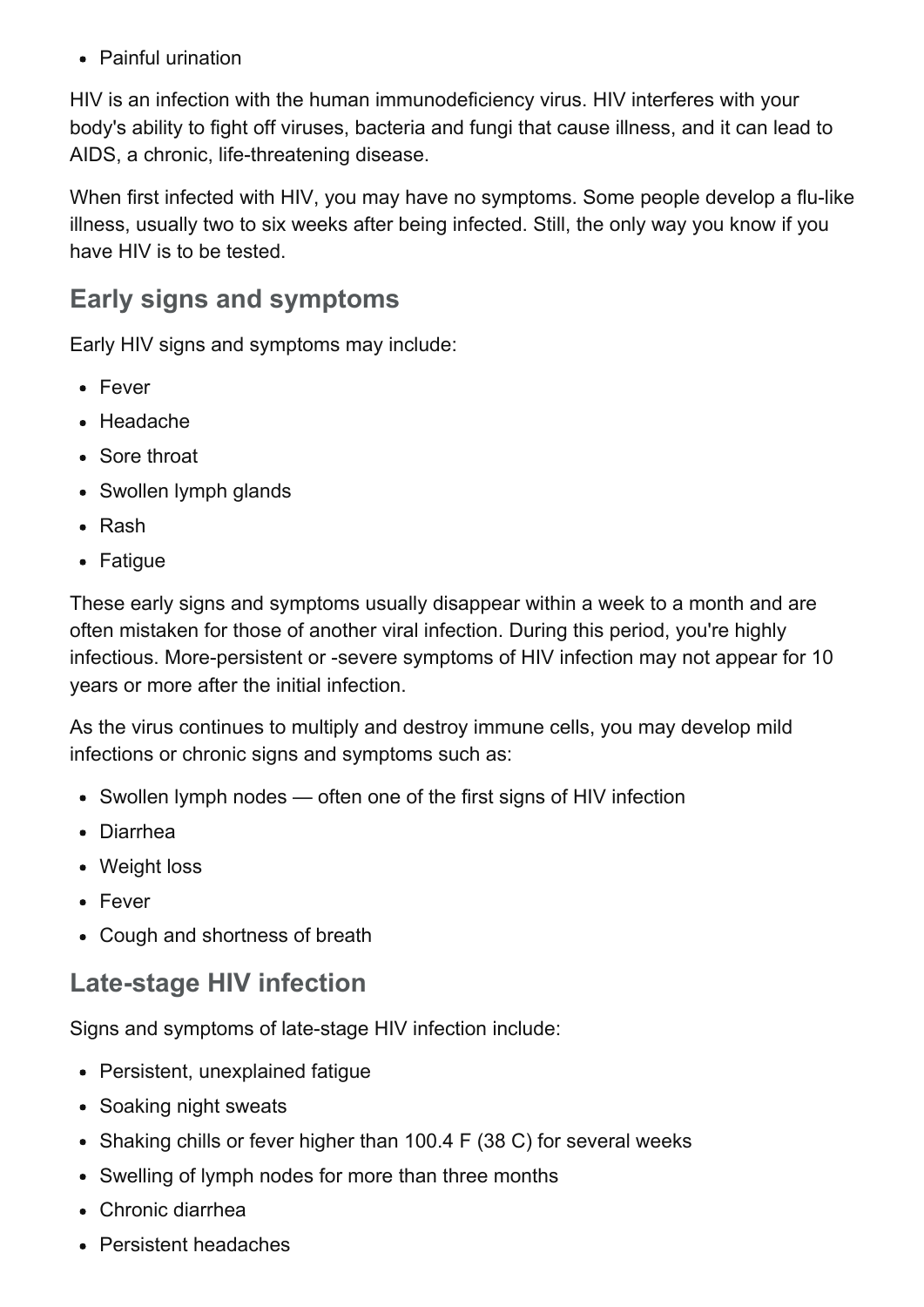- Painful urination

HIV is an infection with the human immunodeficiency virus. HIV interferes with your body's ability to fight off viruses, bacteria and fungi that cause illness, and it can lead to AIDS, a chronic, life-threatening disease.

When first infected with HIV, you may have no symptoms. Some people develop a flu-like illness, usually two to six weeks after being infected. Still, the only way you know if you have HIV is to be tested.

## Early signs and symptoms

Early HIV signs and symptoms may include:

- Fever
- Headache
- Sore throat
- Swollen lymph glands
- Rash
- Fatigue

These early signs and symptoms usually disappear within a week to a month and are often mistaken for those of another viral infection. During this period, you're highly infectious. More-persistent or -severe symptoms of HIV infection may not appear for 10 years or more after the initial infection.

As the virus continues to multiply and destroy immune cells, you may develop mild infections or chronic signs and symptoms such as:

- Swollen lymph nodes — often one of the first signs of HIV infection
- Diarrhea
- Weight loss
- Fever
- Cough and shortness of breath

## Late-stage HIV infection

Signs and symptoms of late-stage HIV infection include:

- Persistent, unexplained fatigue
- Soaking night sweats
- Shaking chills or fever higher than 100.4 F (38 C) for several weeks
- Swelling of lymph nodes for more than three months
- Chronic diarrhea
- Persistent headaches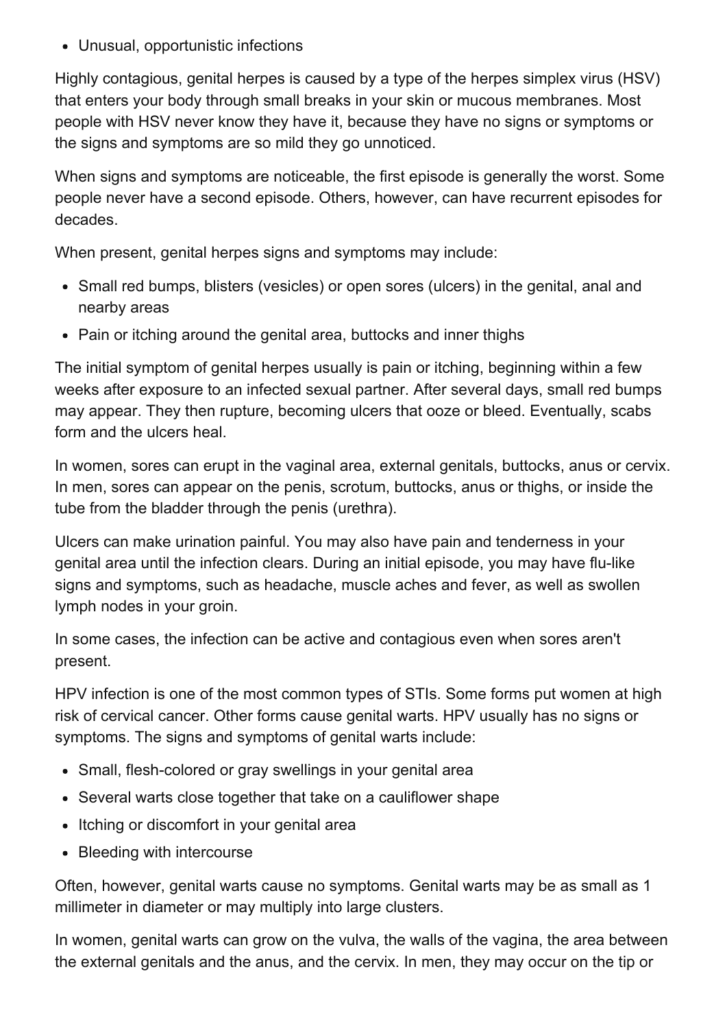- Unusual, opportunistic infections

Highly contagious, genital herpes is caused by a type of the herpes simplex virus (HSV) that enters your body through small breaks in your skin or mucous membranes. Most people with HSV never know they have it, because they have no signs or symptoms or the signs and symptoms are so mild they go unnoticed.

When signs and symptoms are noticeable, the first episode is generally the worst. Some people never have a second episode. Others, however, can have recurrent episodes for decades.

When present, genital herpes signs and symptoms may include:

- Small red bumps, blisters (vesicles) or open sores (ulcers) in the genital, anal and nearby areas
- Pain or itching around the genital area, buttocks and inner thighs

The initial symptom of genital herpes usually is pain or itching, beginning within a few weeks after exposure to an infected sexual partner. After several days, small red bumps may appear. They then rupture, becoming ulcers that ooze or bleed. Eventually, scabs form and the ulcers heal.

In women, sores can erupt in the vaginal area, external genitals, buttocks, anus or cervix. In men, sores can appear on the penis, scrotum, buttocks, anus or thighs, or inside the tube from the bladder through the penis (urethra).

Ulcers can make urination painful. You may also have pain and tenderness in your genital area until the infection clears. During an initial episode, you may have flu-like signs and symptoms, such as headache, muscle aches and fever, as well as swollen lymph nodes in your groin.

In some cases, the infection can be active and contagious even when sores aren't present.

HPV infection is one of the most common types of STIs. Some forms put women at high risk of cervical cancer. Other forms cause genital warts. HPV usually has no signs or symptoms. The signs and symptoms of genital warts include:

- Small, flesh-colored or gray swellings in your genital area
- Several warts close together that take on a cauliflower shape
- Itching or discomfort in your genital area
- Bleeding with intercourse

Often, however, genital warts cause no symptoms. Genital warts may be as small as 1 millimeter in diameter or may multiply into large clusters.

In women, genital warts can grow on the vulva, the walls of the vagina, the area between the external genitals and the anus, and the cervix. In men, they may occur on the tip or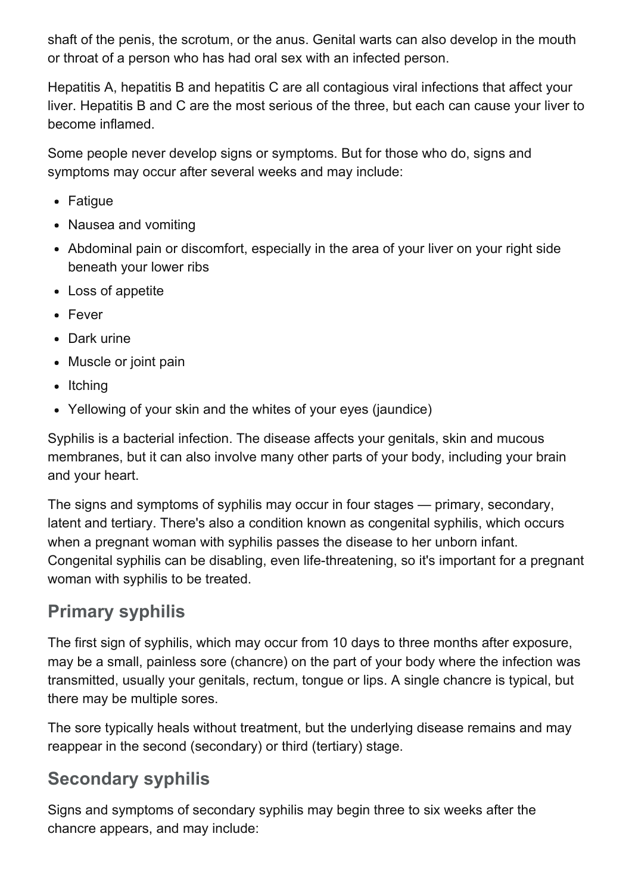shaft of the penis, the scrotum, or the anus. Genital warts can also develop in the mouth or throat of a person who has had oral sex with an infected person.

Hepatitis A, hepatitis B and hepatitis C are all contagious viral infections that affect your liver. Hepatitis B and C are the most serious of the three, but each can cause your liver to become inflamed.

Some people never develop signs or symptoms. But for those who do, signs and symptoms may occur after several weeks and may include:

- Fatigue
- Nausea and vomiting
- Abdominal pain or discomfort, especially in the area of your liver on your right side beneath your lower ribs
- Loss of appetite
- Fever
- Dark urine
- Muscle or joint pain
- Itching
- Yellowing of your skin and the whites of your eyes (jaundice)

Syphilis is a bacterial infection. The disease affects your genitals, skin and mucous membranes, but it can also involve many other parts of your body, including your brain and your heart.

The signs and symptoms of syphilis may occur in four stages — primary, secondary, latent and tertiary. There's also a condition known as congenital syphilis, which occurs when a pregnant woman with syphilis passes the disease to her unborn infant. Congenital syphilis can be disabling, even life-threatening, so it's important for a pregnant woman with syphilis to be treated.

## Primary syphilis

The first sign of syphilis, which may occur from 10 days to three months after exposure, may be a small, painless sore (chancre) on the part of your body where the infection was transmitted, usually your genitals, rectum, tongue or lips. A single chancre is typical, but there may be multiple sores.

The sore typically heals without treatment, but the underlying disease remains and may reappear in the second (secondary) or third (tertiary) stage.

## Secondary syphilis

Signs and symptoms of secondary syphilis may begin three to six weeks after the chancre appears, and may include: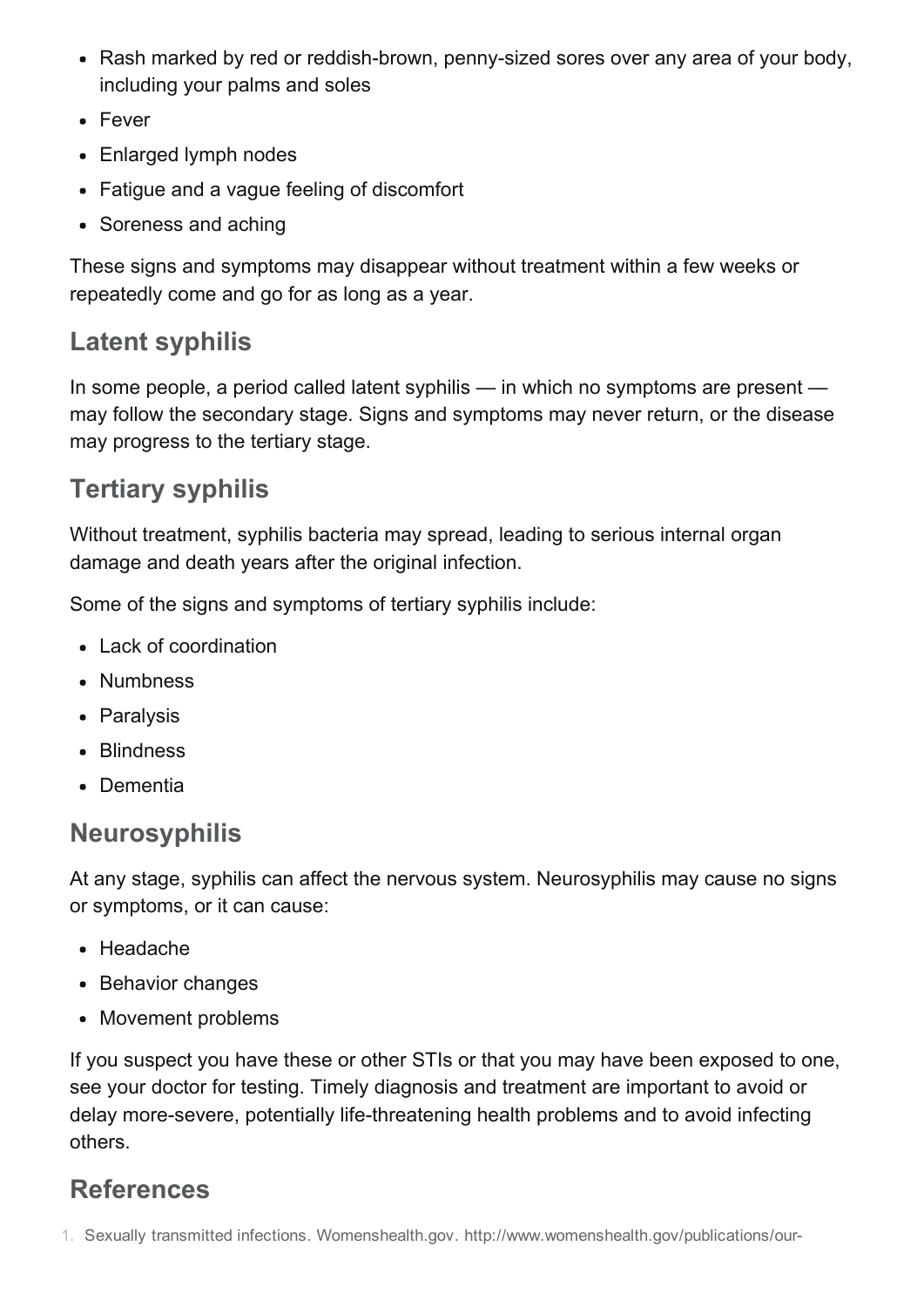- Rash marked by red or reddish-brown, penny-sized sores over any area of your body, including your palms and soles
- Fever
- Enlarged lymph nodes
- Fatigue and a vague feeling of discomfort
- Soreness and aching

These signs and symptoms may disappear without treatment within a few weeks or repeatedly come and go for as long as a year.

## Latent syphilis

In some people, a period called latent syphilis — in which no symptoms are present — may follow the secondary stage. Signs and symptoms may never return, or the disease may progress to the tertiary stage.

## Tertiary syphilis

Without treatment, syphilis bacteria may spread, leading to serious internal organ damage and death years after the original infection.

Some of the signs and symptoms of tertiary syphilis include:

- Lack of coordination
- Numbness
- Paralysis
- Blindness
- Dementia

## Neurosyphilis

At any stage, syphilis can affect the nervous system. Neurosyphilis may cause no signs or symptoms, or it can cause:

- Headache
- Behavior changes
- Movement problems

If you suspect you have these or other STIs or that you may have been exposed to one, see your doctor for testing. Timely diagnosis and treatment are important to avoid or delay more-severe, potentially life-threatening health problems and to avoid infecting others.

## References

1. Sexually transmitted infections. Womenshealth.gov. http://www.womenshealth.gov/publications/our-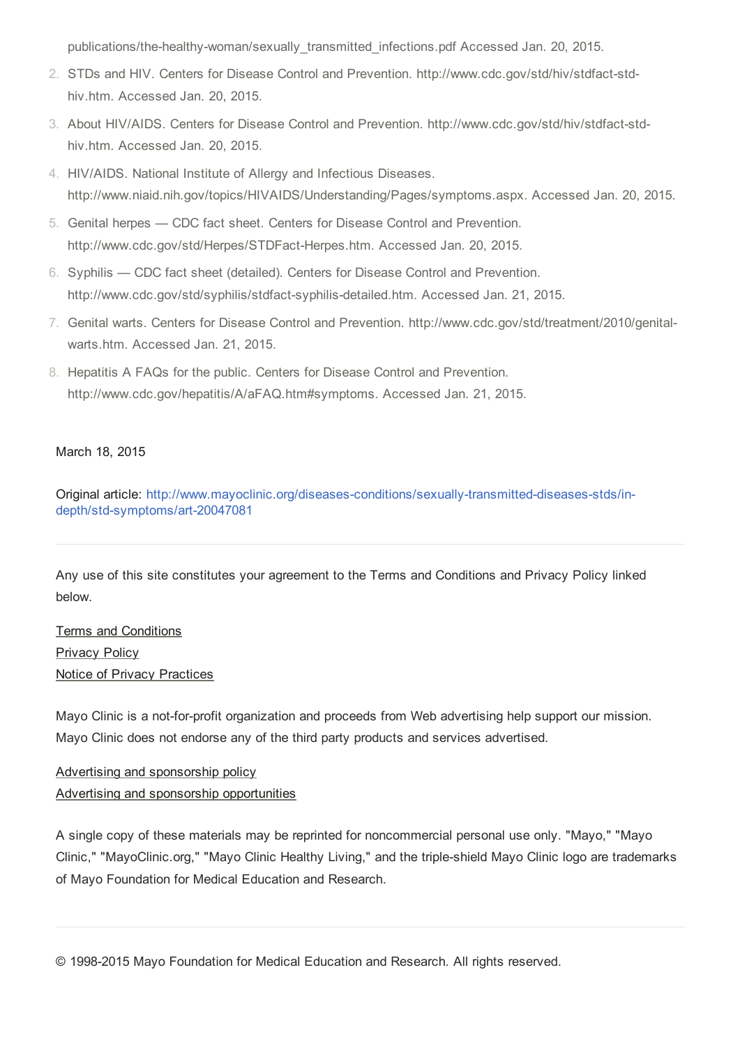publications/the-healthy-woman/sexually_transmitted_infections.pdf Accessed Jan. 20, 2015.

2. STDs and HIV. Centers for Disease Control and Prevention. http://www.cdc.gov/std/hiv/stdfact-std-hiv.htm. Accessed Jan. 20, 2015.
3. About HIV/AIDS. Centers for Disease Control and Prevention. http://www.cdc.gov/std/hiv/stdfact-std-hiv.htm. Accessed Jan. 20, 2015.
4. HIV/AIDS. National Institute of Allergy and Infectious Diseases. http://www.niaid.nih.gov/topics/HIVAIDS/Understanding/Pages/symptoms.aspx. Accessed Jan. 20, 2015.
5. Genital herpes — CDC fact sheet. Centers for Disease Control and Prevention. http://www.cdc.gov/std/Herpes/STDFact-Herpes.htm. Accessed Jan. 20, 2015.
6. Syphilis — CDC fact sheet (detailed). Centers for Disease Control and Prevention. http://www.cdc.gov/std/syphilis/stdfact-syphilis-detailed.htm. Accessed Jan. 21, 2015.
7. Genital warts. Centers for Disease Control and Prevention. http://www.cdc.gov/std/treatment/2010/genital-warts.htm. Accessed Jan. 21, 2015.
8. Hepatitis A FAQs for the public. Centers for Disease Control and Prevention. http://www.cdc.gov/hepatitis/A/aFAQ.htm#symptoms. Accessed Jan. 21, 2015.

March 18, 2015

Original article: http://www.mayoclinic.org/diseases-conditions/sexually-transmitted-diseases-stds/in-depth/std-symptoms/art-20047081

---

Any use of this site constitutes your agreement to the Terms and Conditions and Privacy Policy linked below.

Terms and Conditions
Privacy Policy
Notice of Privacy Practices

Mayo Clinic is a not-for-profit organization and proceeds from Web advertising help support our mission. Mayo Clinic does not endorse any of the third party products and services advertised.

Advertising and sponsorship policy
Advertising and sponsorship opportunities

A single copy of these materials may be reprinted for noncommercial personal use only. "Mayo," "Mayo Clinic," "MayoClinic.org," "Mayo Clinic Healthy Living," and the triple-shield Mayo Clinic logo are trademarks of Mayo Foundation for Medical Education and Research.

---

© 1998-2015 Mayo Foundation for Medical Education and Research. All rights reserved.